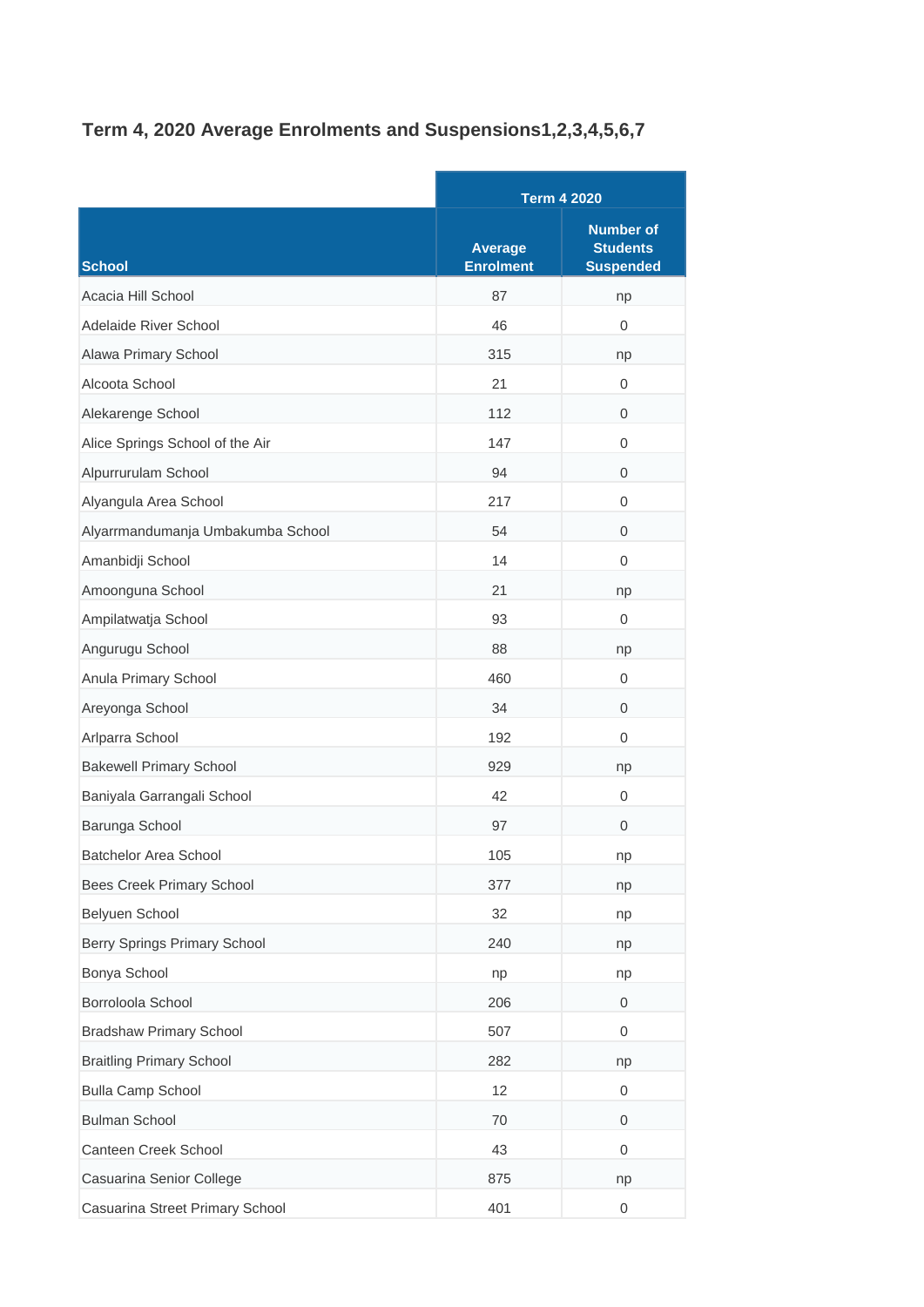## Term 4, 2020 Average Enrolments and Suspensions1,2,3,4,5,6,7

| | Term 4 2020 | |
|---|---|---|
| School | Average Enrolment | Number of Students Suspended |
| Acacia Hill School | 87 | np |
| Adelaide River School | 46 | 0 |
| Alawa Primary School | 315 | np |
| Alcoota School | 21 | 0 |
| Alekarenge School | 112 | 0 |
| Alice Springs School of the Air | 147 | 0 |
| Alpurrurulam School | 94 | 0 |
| Alyangula Area School | 217 | 0 |
| Alyarrmandumanja Umbakumba School | 54 | 0 |
| Amanbidji School | 14 | 0 |
| Amoonguna School | 21 | np |
| Ampilatwatja School | 93 | 0 |
| Angurugu School | 88 | np |
| Anula Primary School | 460 | 0 |
| Areyonga School | 34 | 0 |
| Arlparra School | 192 | 0 |
| Bakewell Primary School | 929 | np |
| Baniyala Garrangali School | 42 | 0 |
| Barunga School | 97 | 0 |
| Batchelor Area School | 105 | np |
| Bees Creek Primary School | 377 | np |
| Belyuen School | 32 | np |
| Berry Springs Primary School | 240 | np |
| Bonya School | np | np |
| Borroloola School | 206 | 0 |
| Bradshaw Primary School | 507 | 0 |
| Braitling Primary School | 282 | np |
| Bulla Camp School | 12 | 0 |
| Bulman School | 70 | 0 |
| Canteen Creek School | 43 | 0 |
| Casuarina Senior College | 875 | np |
| Casuarina Street Primary School | 401 | 0 |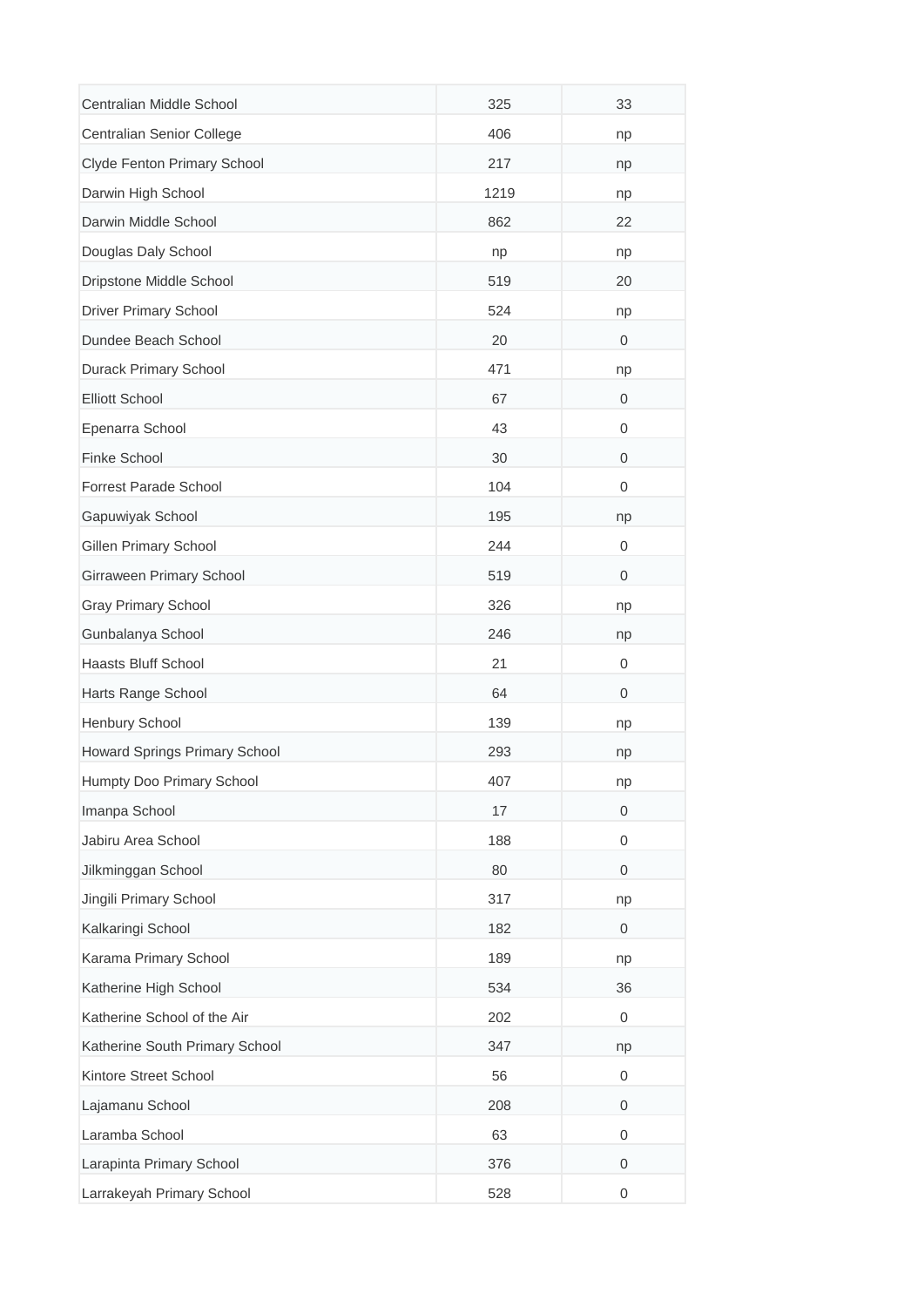| | | |
|---|---|---|
| Centralian Middle School | 325 | 33 |
| Centralian Senior College | 406 | np |
| Clyde Fenton Primary School | 217 | np |
| Darwin High School | 1219 | np |
| Darwin Middle School | 862 | 22 |
| Douglas Daly School | np | np |
| Dripstone Middle School | 519 | 20 |
| Driver Primary School | 524 | np |
| Dundee Beach School | 20 | 0 |
| Durack Primary School | 471 | np |
| Elliott School | 67 | 0 |
| Epenarra School | 43 | 0 |
| Finke School | 30 | 0 |
| Forrest Parade School | 104 | 0 |
| Gapuwiyak School | 195 | np |
| Gillen Primary School | 244 | 0 |
| Girraween Primary School | 519 | 0 |
| Gray Primary School | 326 | np |
| Gunbalanya School | 246 | np |
| Haasts Bluff School | 21 | 0 |
| Harts Range School | 64 | 0 |
| Henbury School | 139 | np |
| Howard Springs Primary School | 293 | np |
| Humpty Doo Primary School | 407 | np |
| Imanpa School | 17 | 0 |
| Jabiru Area School | 188 | 0 |
| Jilkminggan School | 80 | 0 |
| Jingili Primary School | 317 | np |
| Kalkaringi School | 182 | 0 |
| Karama Primary School | 189 | np |
| Katherine High School | 534 | 36 |
| Katherine School of the Air | 202 | 0 |
| Katherine South Primary School | 347 | np |
| Kintore Street School | 56 | 0 |
| Lajamanu School | 208 | 0 |
| Laramba School | 63 | 0 |
| Larapinta Primary School | 376 | 0 |
| Larrakeyah Primary School | 528 | 0 |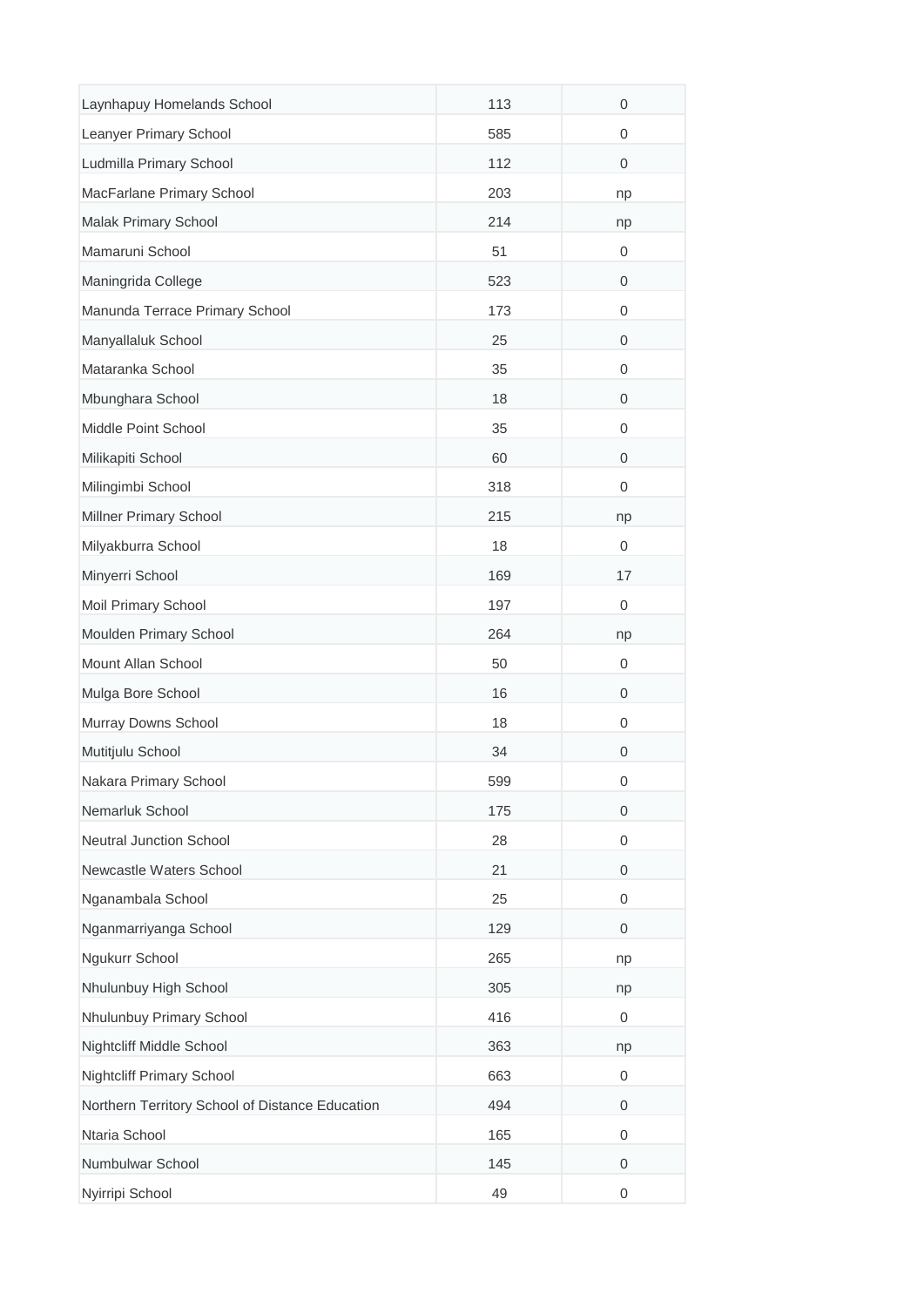| Laynhapuy Homelands School | 113 | 0 |
|---|---|---|
| Leanyer Primary School | 585 | 0 |
| Ludmilla Primary School | 112 | 0 |
| MacFarlane Primary School | 203 | np |
| Malak Primary School | 214 | np |
| Mamaruni School | 51 | 0 |
| Maningrida College | 523 | 0 |
| Manunda Terrace Primary School | 173 | 0 |
| Manyallaluk School | 25 | 0 |
| Mataranka School | 35 | 0 |
| Mbunghara School | 18 | 0 |
| Middle Point School | 35 | 0 |
| Milikapiti School | 60 | 0 |
| Milingimbi School | 318 | 0 |
| Millner Primary School | 215 | np |
| Milyakburra School | 18 | 0 |
| Minyerri School | 169 | 17 |
| Moil Primary School | 197 | 0 |
| Moulden Primary School | 264 | np |
| Mount Allan School | 50 | 0 |
| Mulga Bore School | 16 | 0 |
| Murray Downs School | 18 | 0 |
| Mutitjulu School | 34 | 0 |
| Nakara Primary School | 599 | 0 |
| Nemarluk School | 175 | 0 |
| Neutral Junction School | 28 | 0 |
| Newcastle Waters School | 21 | 0 |
| Nganambala School | 25 | 0 |
| Nganmarriyanga School | 129 | 0 |
| Ngukurr School | 265 | np |
| Nhulunbuy High School | 305 | np |
| Nhulunbuy Primary School | 416 | 0 |
| Nightcliff Middle School | 363 | np |
| Nightcliff Primary School | 663 | 0 |
| Northern Territory School of Distance Education | 494 | 0 |
| Ntaria School | 165 | 0 |
| Numbulwar School | 145 | 0 |
| Nyirripi School | 49 | 0 |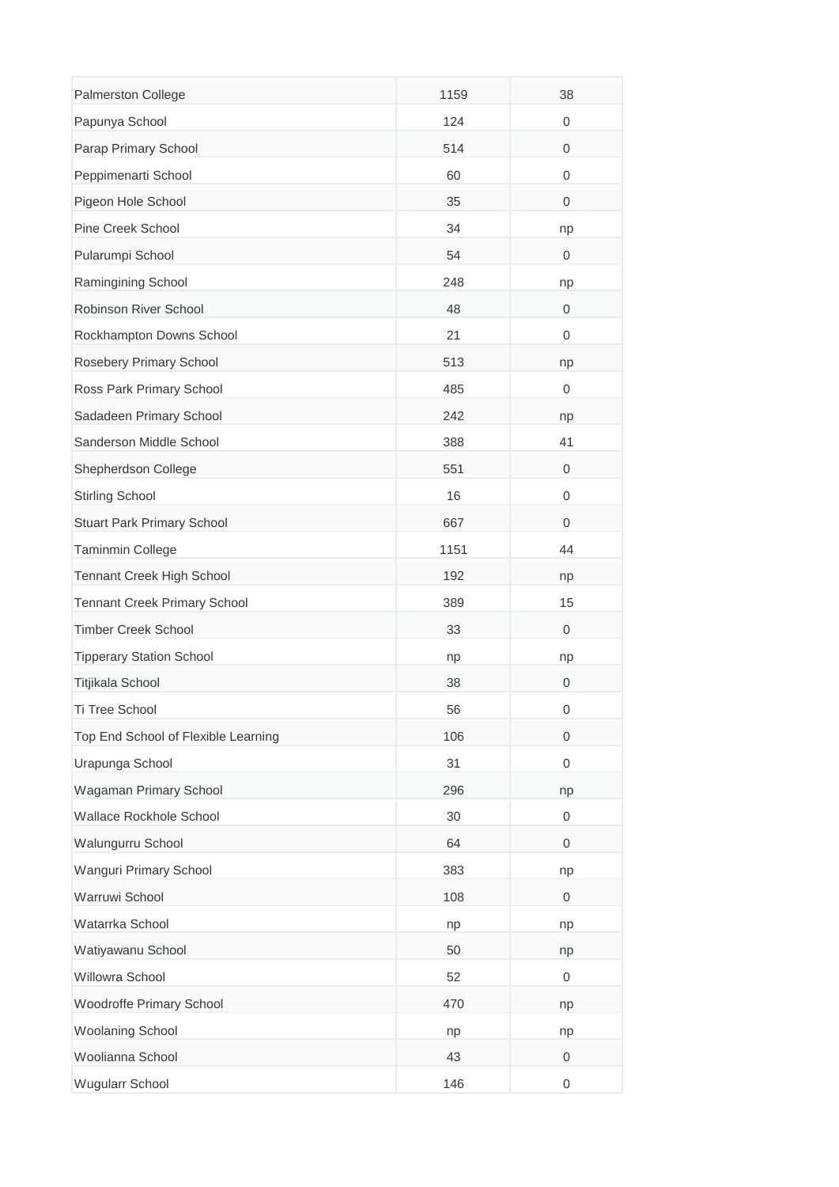| | | |
|---|---|---|
| Palmerston College | 1159 | 38 |
| Papunya School | 124 | 0 |
| Parap Primary School | 514 | 0 |
| Peppimenarti School | 60 | 0 |
| Pigeon Hole School | 35 | 0 |
| Pine Creek School | 34 | np |
| Pularumpi School | 54 | 0 |
| Ramingining School | 248 | np |
| Robinson River School | 48 | 0 |
| Rockhampton Downs School | 21 | 0 |
| Rosebery Primary School | 513 | np |
| Ross Park Primary School | 485 | 0 |
| Sadadeen Primary School | 242 | np |
| Sanderson Middle School | 388 | 41 |
| Shepherdson College | 551 | 0 |
| Stirling School | 16 | 0 |
| Stuart Park Primary School | 667 | 0 |
| Taminmin College | 1151 | 44 |
| Tennant Creek High School | 192 | np |
| Tennant Creek Primary School | 389 | 15 |
| Timber Creek School | 33 | 0 |
| Tipperary Station School | np | np |
| Titjikala School | 38 | 0 |
| Ti Tree School | 56 | 0 |
| Top End School of Flexible Learning | 106 | 0 |
| Urapunga School | 31 | 0 |
| Wagaman Primary School | 296 | np |
| Wallace Rockhole School | 30 | 0 |
| Walungurru School | 64 | 0 |
| Wanguri Primary School | 383 | np |
| Warruwi School | 108 | 0 |
| Watarrka School | np | np |
| Watiyawanu School | 50 | np |
| Willowra School | 52 | 0 |
| Woodroffe Primary School | 470 | np |
| Woolaning School | np | np |
| Woolianna School | 43 | 0 |
| Wugularr School | 146 | 0 |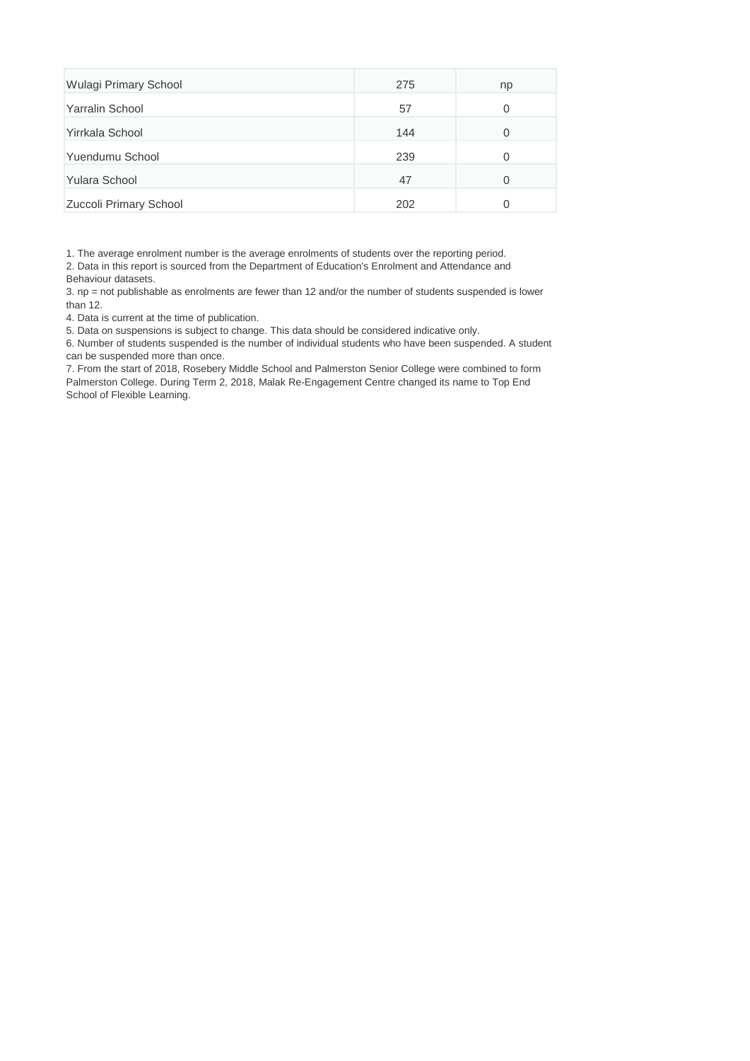| | | |
|---|---|---|
| Wulagi Primary School | 275 | np |
| Yarralin School | 57 | 0 |
| Yirrkala School | 144 | 0 |
| Yuendumu School | 239 | 0 |
| Yulara School | 47 | 0 |
| Zuccoli Primary School | 202 | 0 |

1. The average enrolment number is the average enrolments of students over the reporting period.
2. Data in this report is sourced from the Department of Education's Enrolment and Attendance and Behaviour datasets.
3. np = not publishable as enrolments are fewer than 12 and/or the number of students suspended is lower than 12.
4. Data is current at the time of publication.
5. Data on suspensions is subject to change. This data should be considered indicative only.
6. Number of students suspended is the number of individual students who have been suspended. A student can be suspended more than once.
7. From the start of 2018, Rosebery Middle School and Palmerston Senior College were combined to form Palmerston College. During Term 2, 2018, Malak Re-Engagement Centre changed its name to Top End School of Flexible Learning.